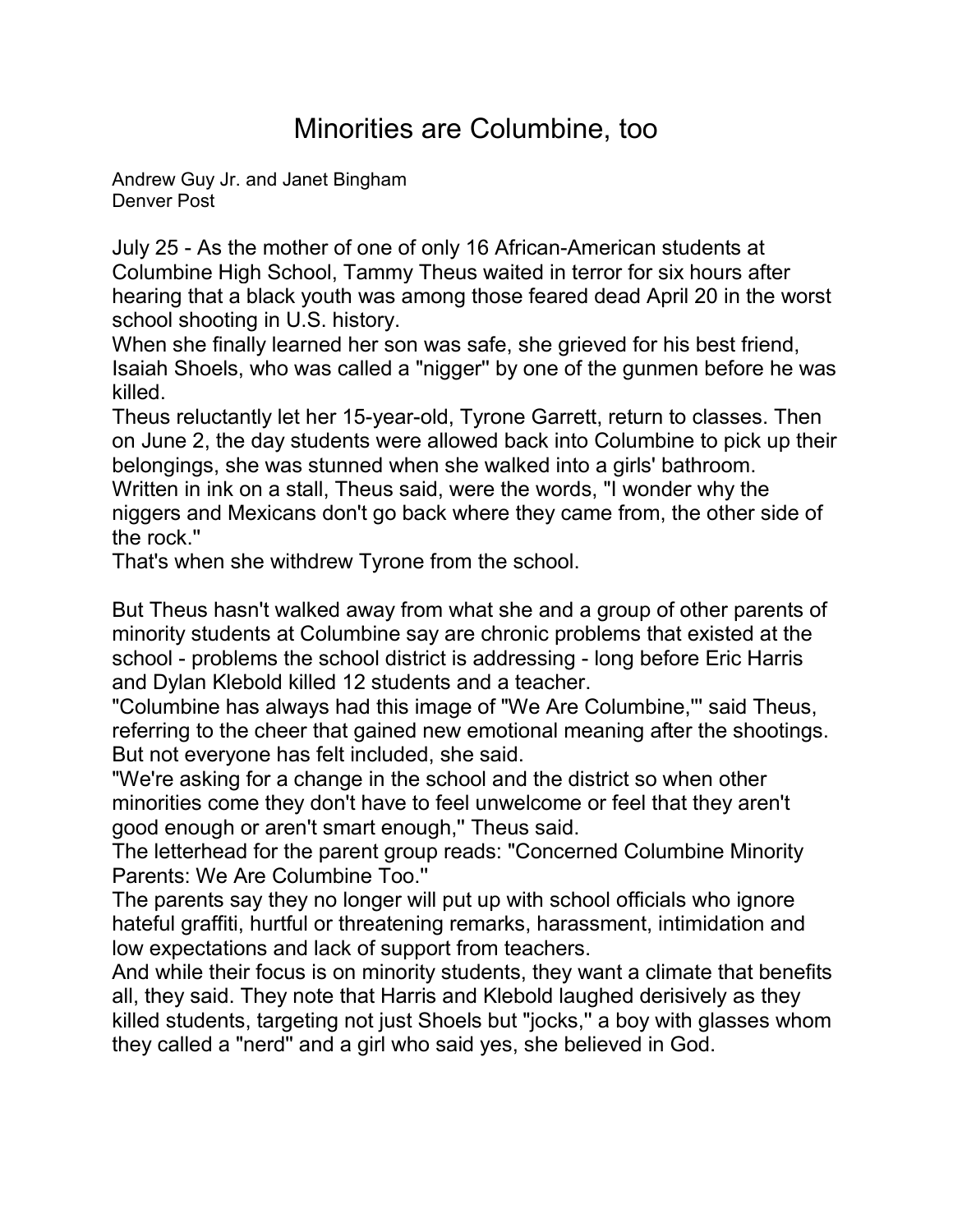# Minorities are Columbine, too

Andrew Guy Jr. and Janet Bingham
Denver Post

July 25 - As the mother of one of only 16 African-American students at Columbine High School, Tammy Theus waited in terror for six hours after hearing that a black youth was among those feared dead April 20 in the worst school shooting in U.S. history.

When she finally learned her son was safe, she grieved for his best friend, Isaiah Shoels, who was called a "nigger'' by one of the gunmen before he was killed.

Theus reluctantly let her 15-year-old, Tyrone Garrett, return to classes. Then on June 2, the day students were allowed back into Columbine to pick up their belongings, she was stunned when she walked into a girls' bathroom.

Written in ink on a stall, Theus said, were the words, "I wonder why the niggers and Mexicans don't go back where they came from, the other side of the rock.''

That's when she withdrew Tyrone from the school.

But Theus hasn't walked away from what she and a group of other parents of minority students at Columbine say are chronic problems that existed at the school - problems the school district is addressing - long before Eric Harris and Dylan Klebold killed 12 students and a teacher.

"Columbine has always had this image of "We Are Columbine,''' said Theus, referring to the cheer that gained new emotional meaning after the shootings. But not everyone has felt included, she said.

"We're asking for a change in the school and the district so when other minorities come they don't have to feel unwelcome or feel that they aren't good enough or aren't smart enough,'' Theus said.

The letterhead for the parent group reads: "Concerned Columbine Minority Parents: We Are Columbine Too.''

The parents say they no longer will put up with school officials who ignore hateful graffiti, hurtful or threatening remarks, harassment, intimidation and low expectations and lack of support from teachers.

And while their focus is on minority students, they want a climate that benefits all, they said. They note that Harris and Klebold laughed derisively as they killed students, targeting not just Shoels but "jocks,'' a boy with glasses whom they called a "nerd'' and a girl who said yes, she believed in God.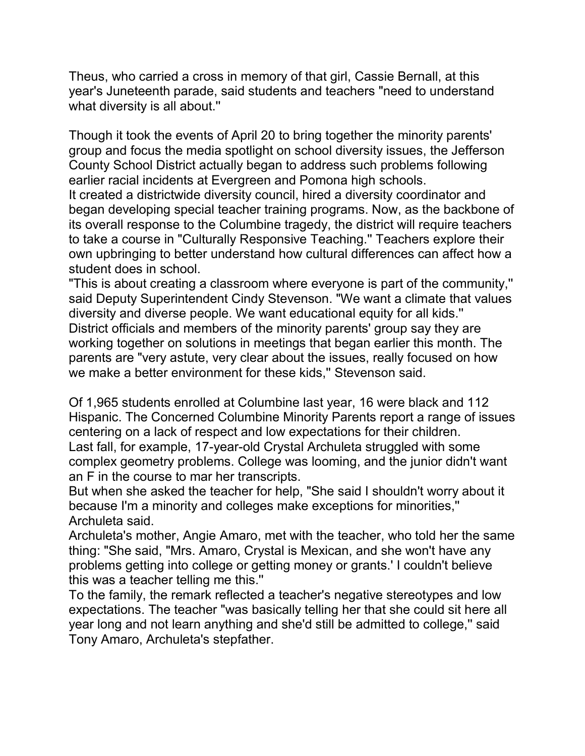Theus, who carried a cross in memory of that girl, Cassie Bernall, at this year's Juneteenth parade, said students and teachers "need to understand what diversity is all about.''

Though it took the events of April 20 to bring together the minority parents' group and focus the media spotlight on school diversity issues, the Jefferson County School District actually began to address such problems following earlier racial incidents at Evergreen and Pomona high schools.

It created a districtwide diversity council, hired a diversity coordinator and began developing special teacher training programs. Now, as the backbone of its overall response to the Columbine tragedy, the district will require teachers to take a course in "Culturally Responsive Teaching.'' Teachers explore their own upbringing to better understand how cultural differences can affect how a student does in school.

"This is about creating a classroom where everyone is part of the community,'' said Deputy Superintendent Cindy Stevenson. "We want a climate that values diversity and diverse people. We want educational equity for all kids.''

District officials and members of the minority parents' group say they are working together on solutions in meetings that began earlier this month. The parents are "very astute, very clear about the issues, really focused on how we make a better environment for these kids,'' Stevenson said.

Of 1,965 students enrolled at Columbine last year, 16 were black and 112 Hispanic. The Concerned Columbine Minority Parents report a range of issues centering on a lack of respect and low expectations for their children.

Last fall, for example, 17-year-old Crystal Archuleta struggled with some complex geometry problems. College was looming, and the junior didn't want an F in the course to mar her transcripts.

But when she asked the teacher for help, "She said I shouldn't worry about it because I'm a minority and colleges make exceptions for minorities,'' Archuleta said.

Archuleta's mother, Angie Amaro, met with the teacher, who told her the same thing: "She said, "Mrs. Amaro, Crystal is Mexican, and she won't have any problems getting into college or getting money or grants.' I couldn't believe this was a teacher telling me this.''

To the family, the remark reflected a teacher's negative stereotypes and low expectations. The teacher "was basically telling her that she could sit here all year long and not learn anything and she'd still be admitted to college,'' said Tony Amaro, Archuleta's stepfather.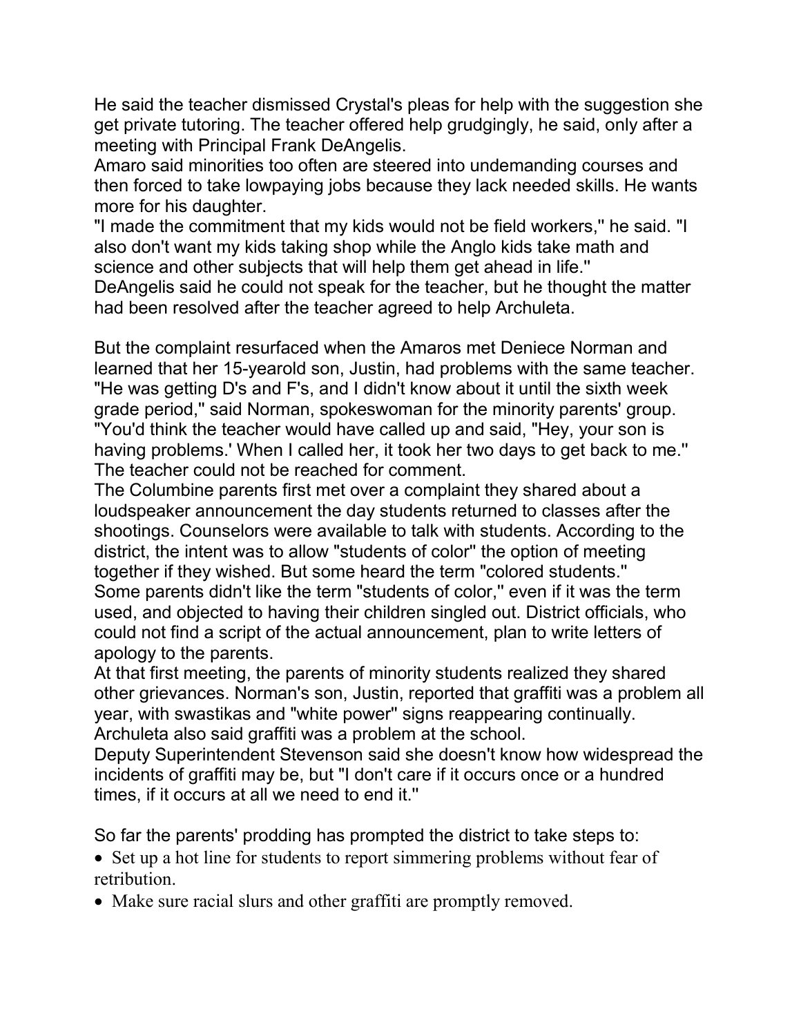He said the teacher dismissed Crystal's pleas for help with the suggestion she get private tutoring. The teacher offered help grudgingly, he said, only after a meeting with Principal Frank DeAngelis.

Amaro said minorities too often are steered into undemanding courses and then forced to take lowpaying jobs because they lack needed skills. He wants more for his daughter.

"I made the commitment that my kids would not be field workers,'' he said. "I also don't want my kids taking shop while the Anglo kids take math and science and other subjects that will help them get ahead in life.''

DeAngelis said he could not speak for the teacher, but he thought the matter had been resolved after the teacher agreed to help Archuleta.

But the complaint resurfaced when the Amaros met Deniece Norman and learned that her 15-yearold son, Justin, had problems with the same teacher. "He was getting D's and F's, and I didn't know about it until the sixth week grade period,'' said Norman, spokeswoman for the minority parents' group. "You'd think the teacher would have called up and said, "Hey, your son is having problems.' When I called her, it took her two days to get back to me.''

The teacher could not be reached for comment.

The Columbine parents first met over a complaint they shared about a loudspeaker announcement the day students returned to classes after the shootings. Counselors were available to talk with students. According to the district, the intent was to allow "students of color'' the option of meeting together if they wished. But some heard the term "colored students.''

Some parents didn't like the term "students of color,'' even if it was the term used, and objected to having their children singled out. District officials, who could not find a script of the actual announcement, plan to write letters of apology to the parents.

At that first meeting, the parents of minority students realized they shared other grievances. Norman's son, Justin, reported that graffiti was a problem all year, with swastikas and "white power'' signs reappearing continually. Archuleta also said graffiti was a problem at the school.

Deputy Superintendent Stevenson said she doesn't know how widespread the incidents of graffiti may be, but "I don't care if it occurs once or a hundred times, if it occurs at all we need to end it.''

So far the parents' prodding has prompted the district to take steps to:

- Set up a hot line for students to report simmering problems without fear of retribution.
- Make sure racial slurs and other graffiti are promptly removed.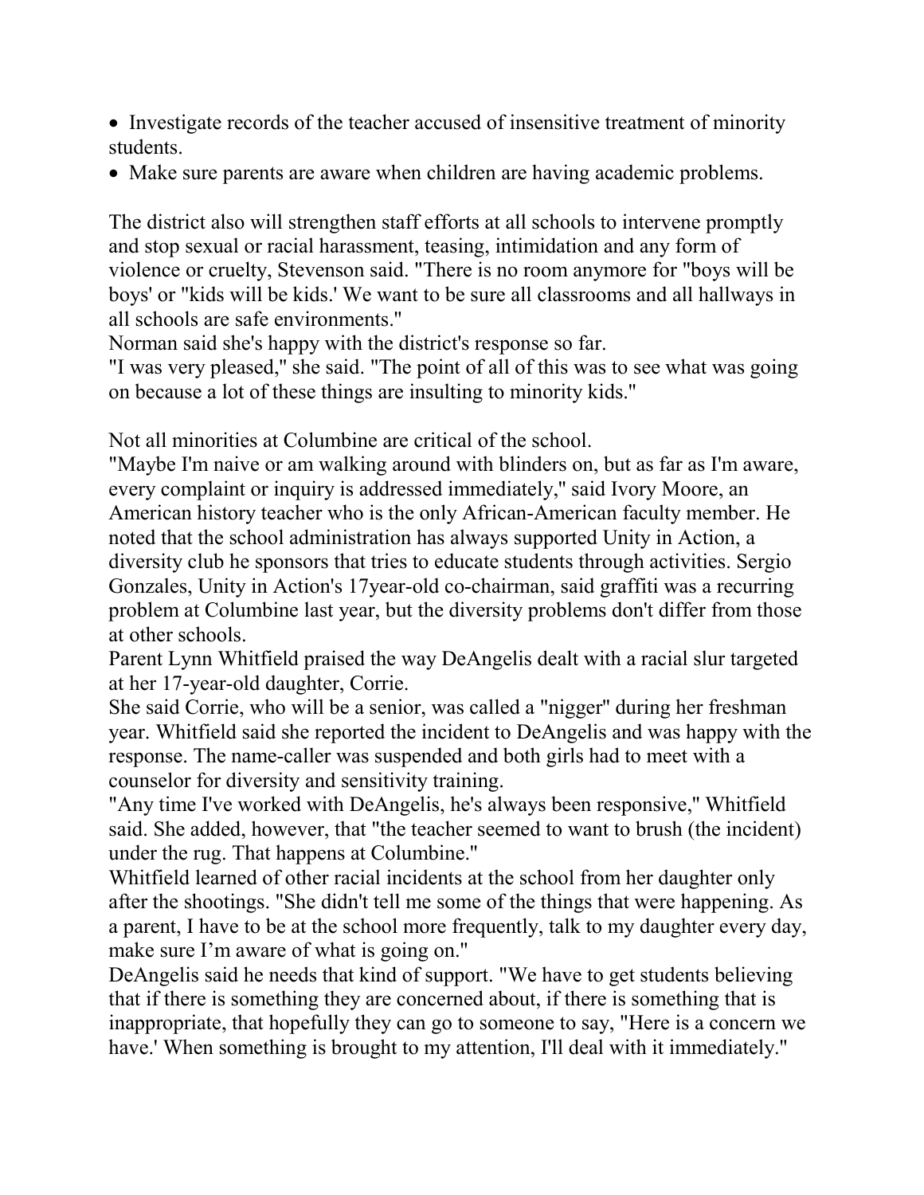- Investigate records of the teacher accused of insensitive treatment of minority students.
- Make sure parents are aware when children are having academic problems.

The district also will strengthen staff efforts at all schools to intervene promptly and stop sexual or racial harassment, teasing, intimidation and any form of violence or cruelty, Stevenson said. "There is no room anymore for "boys will be boys' or "kids will be kids.' We want to be sure all classrooms and all hallways in all schools are safe environments."

Norman said she's happy with the district's response so far.

"I was very pleased," she said. "The point of all of this was to see what was going on because a lot of these things are insulting to minority kids."

Not all minorities at Columbine are critical of the school.

"Maybe I'm naive or am walking around with blinders on, but as far as I'm aware, every complaint or inquiry is addressed immediately," said Ivory Moore, an American history teacher who is the only African-American faculty member. He noted that the school administration has always supported Unity in Action, a diversity club he sponsors that tries to educate students through activities. Sergio Gonzales, Unity in Action's 17year-old co-chairman, said graffiti was a recurring problem at Columbine last year, but the diversity problems don't differ from those at other schools.

Parent Lynn Whitfield praised the way DeAngelis dealt with a racial slur targeted at her 17-year-old daughter, Corrie.

She said Corrie, who will be a senior, was called a "nigger" during her freshman year. Whitfield said she reported the incident to DeAngelis and was happy with the response. The name-caller was suspended and both girls had to meet with a counselor for diversity and sensitivity training.

"Any time I've worked with DeAngelis, he's always been responsive," Whitfield said. She added, however, that "the teacher seemed to want to brush (the incident) under the rug. That happens at Columbine."

Whitfield learned of other racial incidents at the school from her daughter only after the shootings. "She didn't tell me some of the things that were happening. As a parent, I have to be at the school more frequently, talk to my daughter every day, make sure I'm aware of what is going on."

DeAngelis said he needs that kind of support. "We have to get students believing that if there is something they are concerned about, if there is something that is inappropriate, that hopefully they can go to someone to say, "Here is a concern we have.' When something is brought to my attention, I'll deal with it immediately."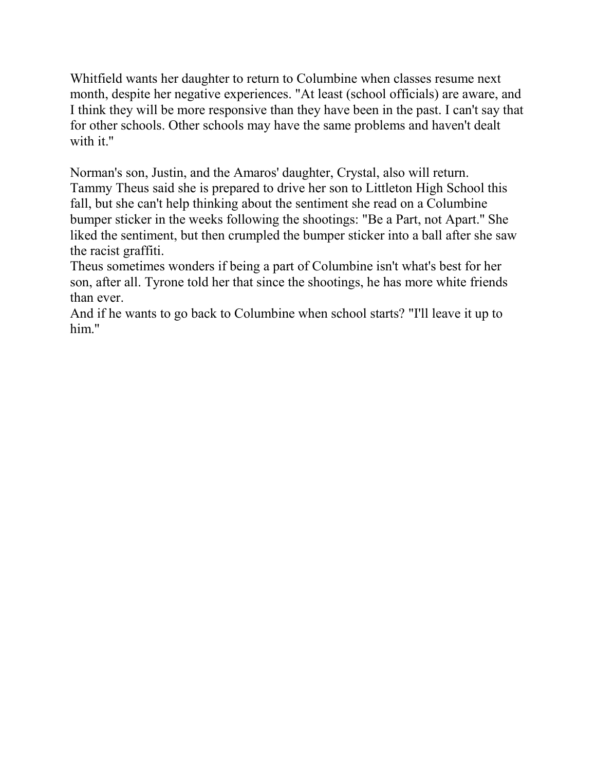Whitfield wants her daughter to return to Columbine when classes resume next month, despite her negative experiences. "At least (school officials) are aware, and I think they will be more responsive than they have been in the past. I can't say that for other schools. Other schools may have the same problems and haven't dealt with it."

Norman's son, Justin, and the Amaros' daughter, Crystal, also will return.
Tammy Theus said she is prepared to drive her son to Littleton High School this fall, but she can't help thinking about the sentiment she read on a Columbine bumper sticker in the weeks following the shootings: "Be a Part, not Apart." She liked the sentiment, but then crumpled the bumper sticker into a ball after she saw the racist graffiti.
Theus sometimes wonders if being a part of Columbine isn't what's best for her son, after all. Tyrone told her that since the shootings, he has more white friends than ever.
And if he wants to go back to Columbine when school starts? "I'll leave it up to him."